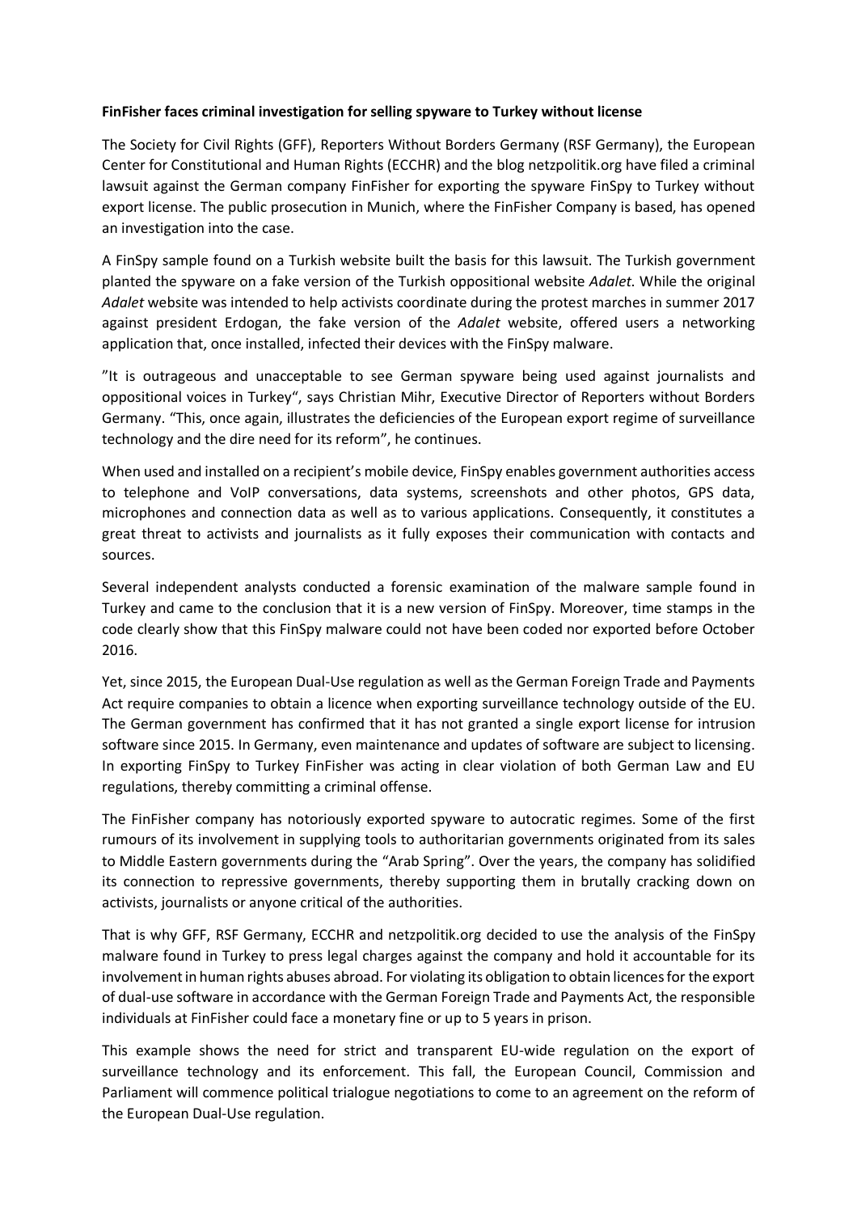**FinFisher faces criminal investigation for selling spyware to Turkey without license**

The Society for Civil Rights (GFF), Reporters Without Borders Germany (RSF Germany), the European Center for Constitutional and Human Rights (ECCHR) and the blog netzpolitik.org have filed a criminal lawsuit against the German company FinFisher for exporting the spyware FinSpy to Turkey without export license. The public prosecution in Munich, where the FinFisher Company is based, has opened an investigation into the case.

A FinSpy sample found on a Turkish website built the basis for this lawsuit. The Turkish government planted the spyware on a fake version of the Turkish oppositional website *Adalet*. While the original *Adalet* website was intended to help activists coordinate during the protest marches in summer 2017 against president Erdogan, the fake version of the *Adalet* website, offered users a networking application that, once installed, infected their devices with the FinSpy malware.

"It is outrageous and unacceptable to see German spyware being used against journalists and oppositional voices in Turkey", says Christian Mihr, Executive Director of Reporters without Borders Germany. "This, once again, illustrates the deficiencies of the European export regime of surveillance technology and the dire need for its reform", he continues.

When used and installed on a recipient's mobile device, FinSpy enables government authorities access to telephone and VoIP conversations, data systems, screenshots and other photos, GPS data, microphones and connection data as well as to various applications. Consequently, it constitutes a great threat to activists and journalists as it fully exposes their communication with contacts and sources.

Several independent analysts conducted a forensic examination of the malware sample found in Turkey and came to the conclusion that it is a new version of FinSpy. Moreover, time stamps in the code clearly show that this FinSpy malware could not have been coded nor exported before October 2016.

Yet, since 2015, the European Dual-Use regulation as well as the German Foreign Trade and Payments Act require companies to obtain a licence when exporting surveillance technology outside of the EU. The German government has confirmed that it has not granted a single export license for intrusion software since 2015. In Germany, even maintenance and updates of software are subject to licensing. In exporting FinSpy to Turkey FinFisher was acting in clear violation of both German Law and EU regulations, thereby committing a criminal offense.

The FinFisher company has notoriously exported spyware to autocratic regimes. Some of the first rumours of its involvement in supplying tools to authoritarian governments originated from its sales to Middle Eastern governments during the "Arab Spring". Over the years, the company has solidified its connection to repressive governments, thereby supporting them in brutally cracking down on activists, journalists or anyone critical of the authorities.

That is why GFF, RSF Germany, ECCHR and netzpolitik.org decided to use the analysis of the FinSpy malware found in Turkey to press legal charges against the company and hold it accountable for its involvement in human rights abuses abroad. For violating its obligation to obtain licences for the export of dual-use software in accordance with the German Foreign Trade and Payments Act, the responsible individuals at FinFisher could face a monetary fine or up to 5 years in prison.

This example shows the need for strict and transparent EU-wide regulation on the export of surveillance technology and its enforcement. This fall, the European Council, Commission and Parliament will commence political trialogue negotiations to come to an agreement on the reform of the European Dual-Use regulation.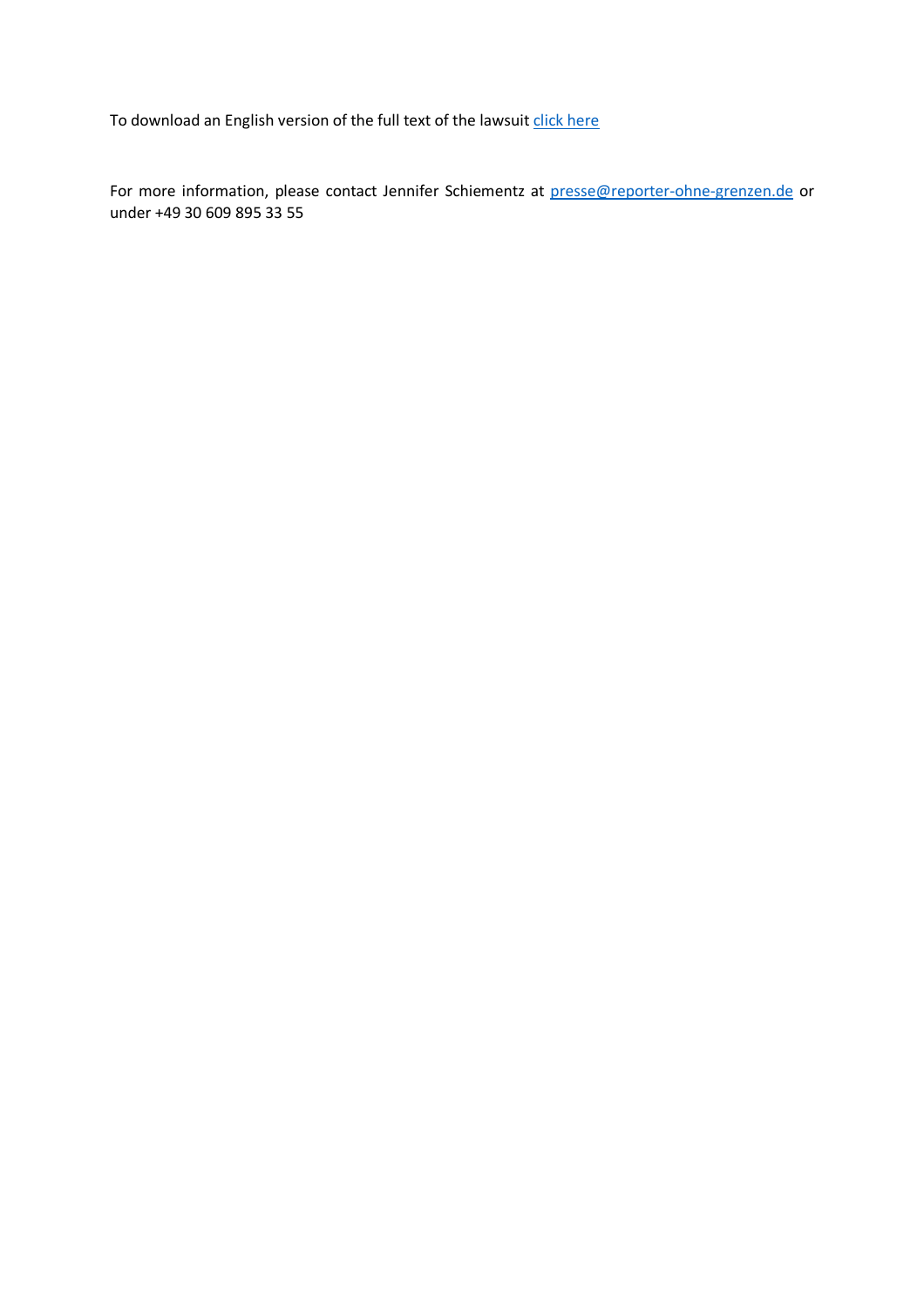To download an English version of the full text of the lawsuit [click here]

For more information, please contact Jennifer Schiementz at [presse@reporter-ohne-grenzen.de] or under +49 30 609 895 33 55